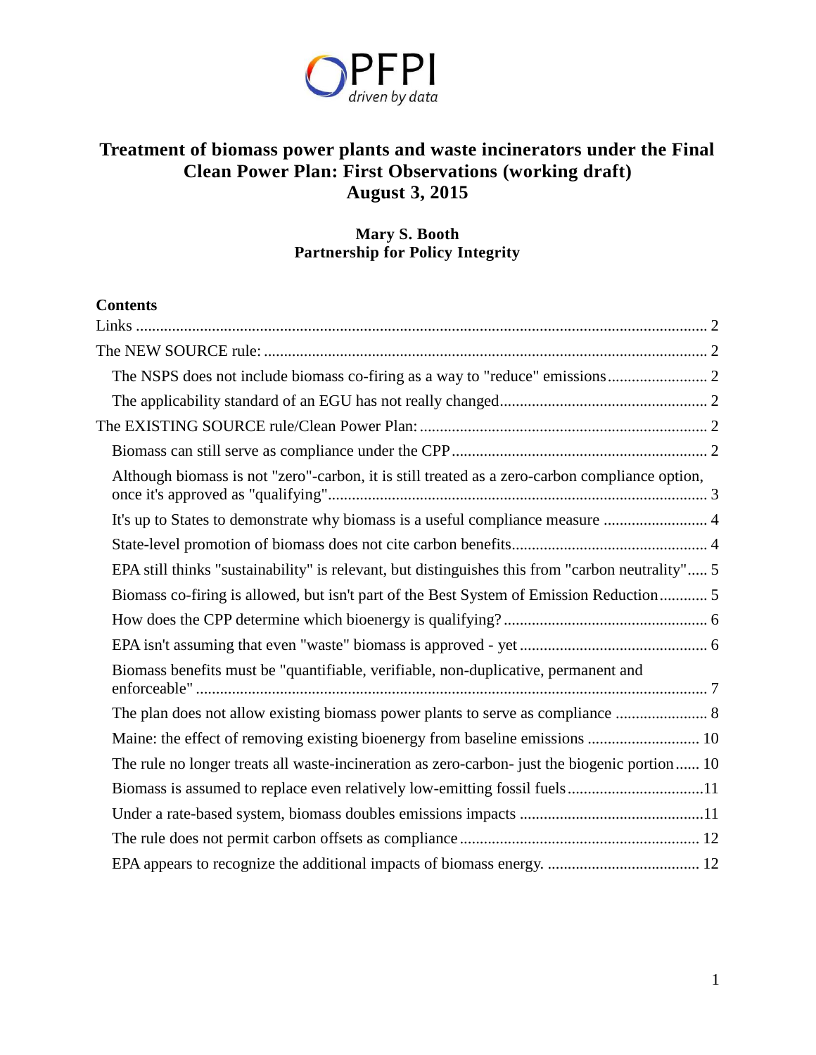PFPI
*driven by data*

# Treatment of biomass power plants and waste incinerators under the Final Clean Power Plan: First Observations (working draft)
# August 3, 2015

**Mary S. Booth**
**Partnership for Policy Integrity**

**Contents**

Links ........ 2
The NEW SOURCE rule: ........ 2
- The NSPS does not include biomass co-firing as a way to "reduce" emissions ........ 2
- The applicability standard of an EGU has not really changed ........ 2

The EXISTING SOURCE rule/Clean Power Plan: ........ 2
- Biomass can still serve as compliance under the CPP ........ 2
- Although biomass is not "zero"-carbon, it is still treated as a zero-carbon compliance option, once it's approved as "qualifying" ........ 3
- It's up to States to demonstrate why biomass is a useful compliance measure ........ 4
- State-level promotion of biomass does not cite carbon benefits ........ 4
- EPA still thinks "sustainability" is relevant, but distinguishes this from "carbon neutrality" ........ 5
- Biomass co-firing is allowed, but isn't part of the Best System of Emission Reduction ........ 5
- How does the CPP determine which bioenergy is qualifying? ........ 6
- EPA isn't assuming that even "waste" biomass is approved - yet ........ 6
- Biomass benefits must be "quantifiable, verifiable, non-duplicative, permanent and enforceable" ........ 7
- The plan does not allow existing biomass power plants to serve as compliance ........ 8
- Maine: the effect of removing existing bioenergy from baseline emissions ........ 10
- The rule no longer treats all waste-incineration as zero-carbon- just the biogenic portion ........ 10
- Biomass is assumed to replace even relatively low-emitting fossil fuels ........ 11
- Under a rate-based system, biomass doubles emissions impacts ........ 11
- The rule does not permit carbon offsets as compliance ........ 12
- EPA appears to recognize the additional impacts of biomass energy. ........ 12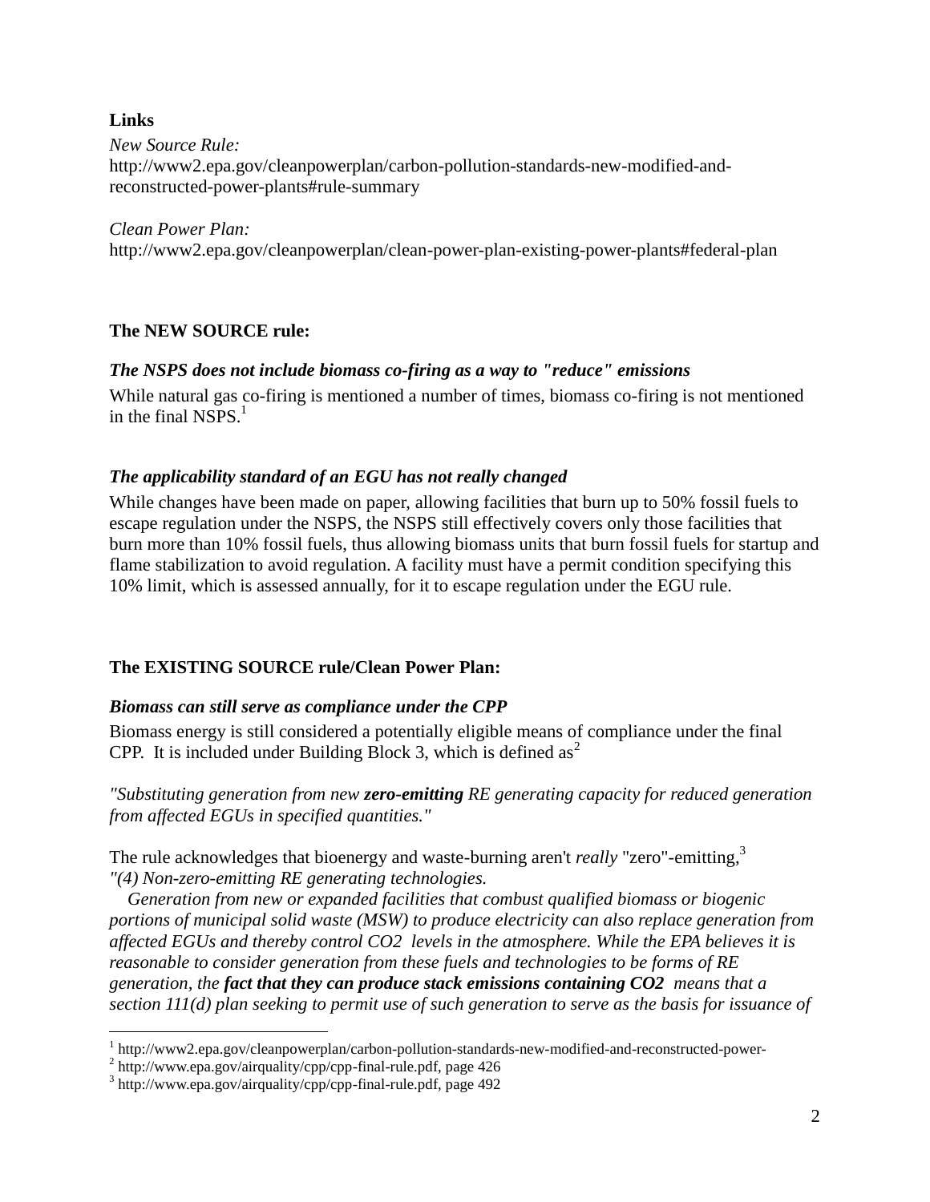**Links**

*New Source Rule:*
http://www2.epa.gov/cleanpowerplan/carbon-pollution-standards-new-modified-and-reconstructed-power-plants#rule-summary

*Clean Power Plan:*
http://www2.epa.gov/cleanpowerplan/clean-power-plan-existing-power-plants#federal-plan

## The NEW SOURCE rule:

### *The NSPS does not include biomass co-firing as a way to "reduce" emissions*

While natural gas co-firing is mentioned a number of times, biomass co-firing is not mentioned in the final NSPS.[1]

### *The applicability standard of an EGU has not really changed*

While changes have been made on paper, allowing facilities that burn up to 50% fossil fuels to escape regulation under the NSPS, the NSPS still effectively covers only those facilities that burn more than 10% fossil fuels, thus allowing biomass units that burn fossil fuels for startup and flame stabilization to avoid regulation. A facility must have a permit condition specifying this 10% limit, which is assessed annually, for it to escape regulation under the EGU rule.

## The EXISTING SOURCE rule/Clean Power Plan:

### *Biomass can still serve as compliance under the CPP*

Biomass energy is still considered a potentially eligible means of compliance under the final CPP. It is included under Building Block 3, which is defined as[2]

*"Substituting generation from new **zero-emitting** RE generating capacity for reduced generation from affected EGUs in specified quantities."*

The rule acknowledges that bioenergy and waste-burning aren't *really* "zero"-emitting,[3]
*"(4) Non-zero-emitting RE generating technologies.*
*Generation from new or expanded facilities that combust qualified biomass or biogenic portions of municipal solid waste (MSW) to produce electricity can also replace generation from affected EGUs and thereby control $CO_2$ levels in the atmosphere. While the EPA believes it is reasonable to consider generation from these fuels and technologies to be forms of RE generation, the **fact that they can produce stack emissions containing $CO_2$** means that a section 111(d) plan seeking to permit use of such generation to serve as the basis for issuance of*

---

[1] http://www2.epa.gov/cleanpowerplan/carbon-pollution-standards-new-modified-and-reconstructed-power-
[2] http://www.epa.gov/airquality/cpp/cpp-final-rule.pdf, page 426
[3] http://www.epa.gov/airquality/cpp/cpp-final-rule.pdf, page 492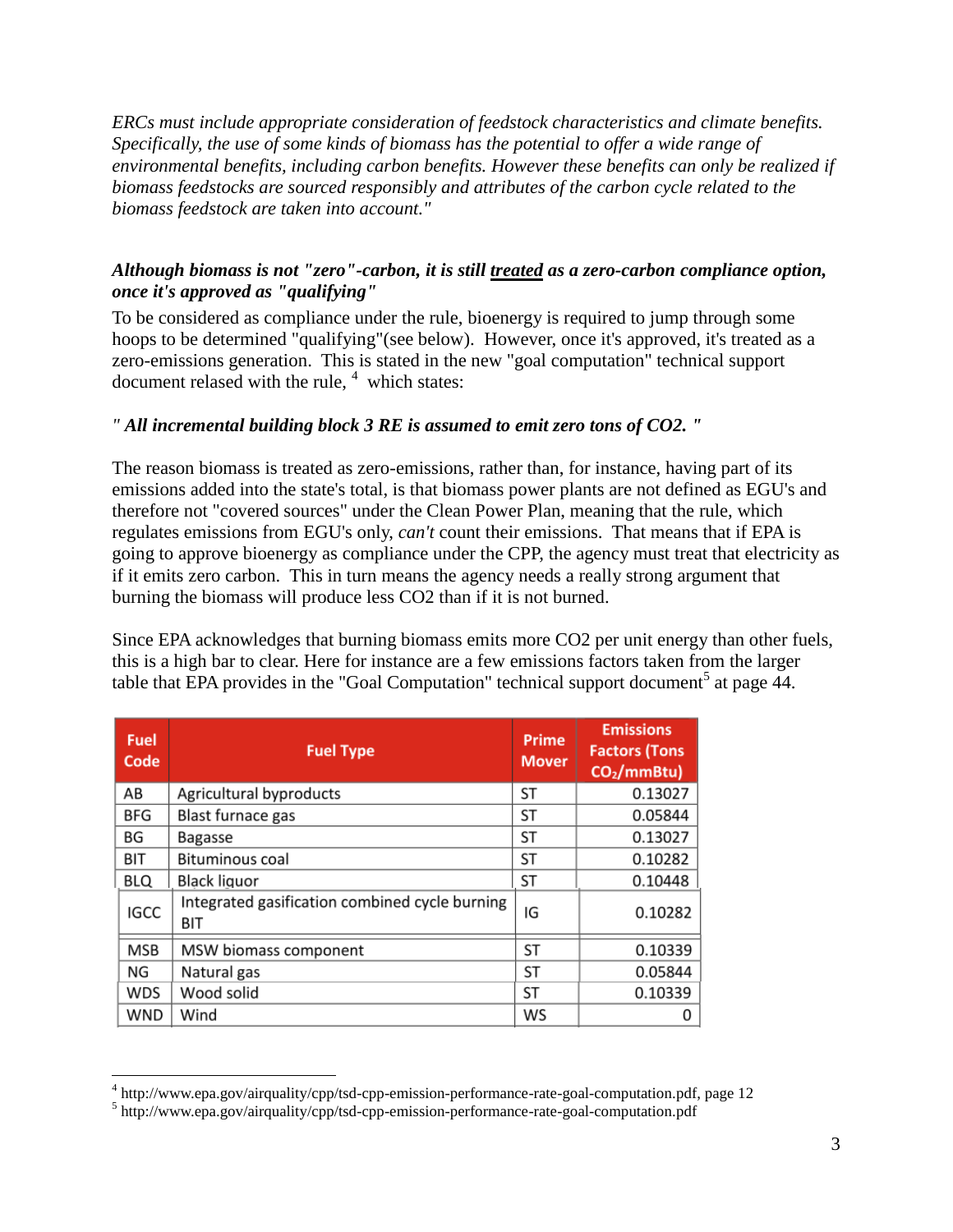*ERCs must include appropriate consideration of feedstock characteristics and climate benefits. Specifically, the use of some kinds of biomass has the potential to offer a wide range of environmental benefits, including carbon benefits. However these benefits can only be realized if biomass feedstocks are sourced responsibly and attributes of the carbon cycle related to the biomass feedstock are taken into account."*

***Although biomass is not "zero"-carbon, it is still <u>treated</u> as a zero-carbon compliance option, once it's approved as "qualifying"***

To be considered as compliance under the rule, bioenergy is required to jump through some hoops to be determined "qualifying"(see below). However, once it's approved, it's treated as a zero-emissions generation. This is stated in the new "goal computation" technical support document relased with the rule, [4] which states:

***" All incremental building block 3 RE is assumed to emit zero tons of CO2. "***

The reason biomass is treated as zero-emissions, rather than, for instance, having part of its emissions added into the state's total, is that biomass power plants are not defined as EGU's and therefore not "covered sources" under the Clean Power Plan, meaning that the rule, which regulates emissions from EGU's only, *can't* count their emissions. That means that if EPA is going to approve bioenergy as compliance under the CPP, the agency must treat that electricity as if it emits zero carbon. This in turn means the agency needs a really strong argument that burning the biomass will produce less CO2 than if it is not burned.

Since EPA acknowledges that burning biomass emits more CO2 per unit energy than other fuels, this is a high bar to clear. Here for instance are a few emissions factors taken from the larger table that EPA provides in the "Goal Computation" technical support document[5] at page 44.

| Fuel Code | Fuel Type | Prime Mover | Emissions Factors (Tons $CO_2$/mmBtu) |
|---|---|---|---|
| AB | Agricultural byproducts | ST | 0.13027 |
| BFG | Blast furnace gas | ST | 0.05844 |
| BG | Bagasse | ST | 0.13027 |
| BIT | Bituminous coal | ST | 0.10282 |
| BLQ | Black liquor | ST | 0.10448 |
| IGCC | Integrated gasification combined cycle burning BIT | IG | 0.10282 |
| MSB | MSW biomass component | ST | 0.10339 |
| NG | Natural gas | ST | 0.05844 |
| WDS | Wood solid | ST | 0.10339 |
| WND | Wind | WS | 0 |

[4] http://www.epa.gov/airquality/cpp/tsd-cpp-emission-performance-rate-goal-computation.pdf, page 12

[5] http://www.epa.gov/airquality/cpp/tsd-cpp-emission-performance-rate-goal-computation.pdf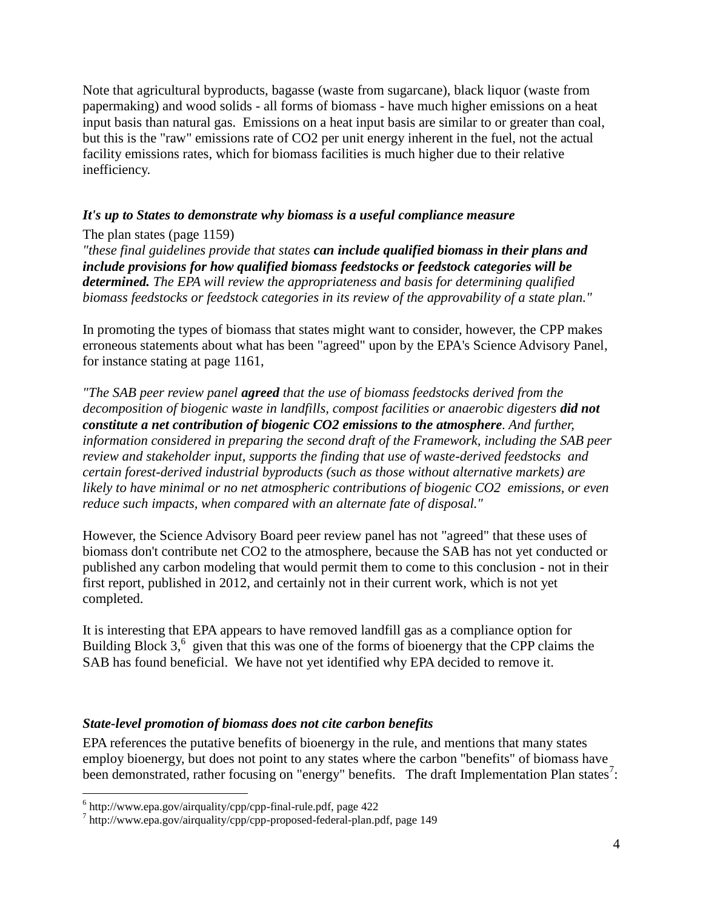Note that agricultural byproducts, bagasse (waste from sugarcane), black liquor (waste from papermaking) and wood solids - all forms of biomass - have much higher emissions on a heat input basis than natural gas. Emissions on a heat input basis are similar to or greater than coal, but this is the "raw" emissions rate of $CO_2$ per unit energy inherent in the fuel, not the actual facility emissions rates, which for biomass facilities is much higher due to their relative inefficiency.

### *It's up to States to demonstrate why biomass is a useful compliance measure*

The plan states (page 1159)

*"these final guidelines provide that states* ***can include qualified biomass in their plans and include provisions for how qualified biomass feedstocks or feedstock categories will be determined.*** *The EPA will review the appropriateness and basis for determining qualified biomass feedstocks or feedstock categories in its review of the approvability of a state plan."*

In promoting the types of biomass that states might want to consider, however, the CPP makes erroneous statements about what has been "agreed" upon by the EPA's Science Advisory Panel, for instance stating at page 1161,

*"The SAB peer review panel* ***agreed*** *that the use of biomass feedstocks derived from the decomposition of biogenic waste in landfills, compost facilities or anaerobic digesters* ***did not constitute a net contribution of biogenic CO2 emissions to the atmosphere****. And further, information considered in preparing the second draft of the Framework, including the SAB peer review and stakeholder input, supports the finding that use of waste-derived feedstocks and certain forest-derived industrial byproducts (such as those without alternative markets) are likely to have minimal or no net atmospheric contributions of biogenic CO2 emissions, or even reduce such impacts, when compared with an alternate fate of disposal."*

However, the Science Advisory Board peer review panel has not "agreed" that these uses of biomass don't contribute net $CO_2$ to the atmosphere, because the SAB has not yet conducted or published any carbon modeling that would permit them to come to this conclusion - not in their first report, published in 2012, and certainly not in their current work, which is not yet completed.

It is interesting that EPA appears to have removed landfill gas as a compliance option for Building Block 3,[6] given that this was one of the forms of bioenergy that the CPP claims the SAB has found beneficial. We have not yet identified why EPA decided to remove it.

### *State-level promotion of biomass does not cite carbon benefits*

EPA references the putative benefits of bioenergy in the rule, and mentions that many states employ bioenergy, but does not point to any states where the carbon "benefits" of biomass have been demonstrated, rather focusing on "energy" benefits. The draft Implementation Plan states[7]:

---

[6] http://www.epa.gov/airquality/cpp/cpp-final-rule.pdf, page 422

[7] http://www.epa.gov/airquality/cpp/cpp-proposed-federal-plan.pdf, page 149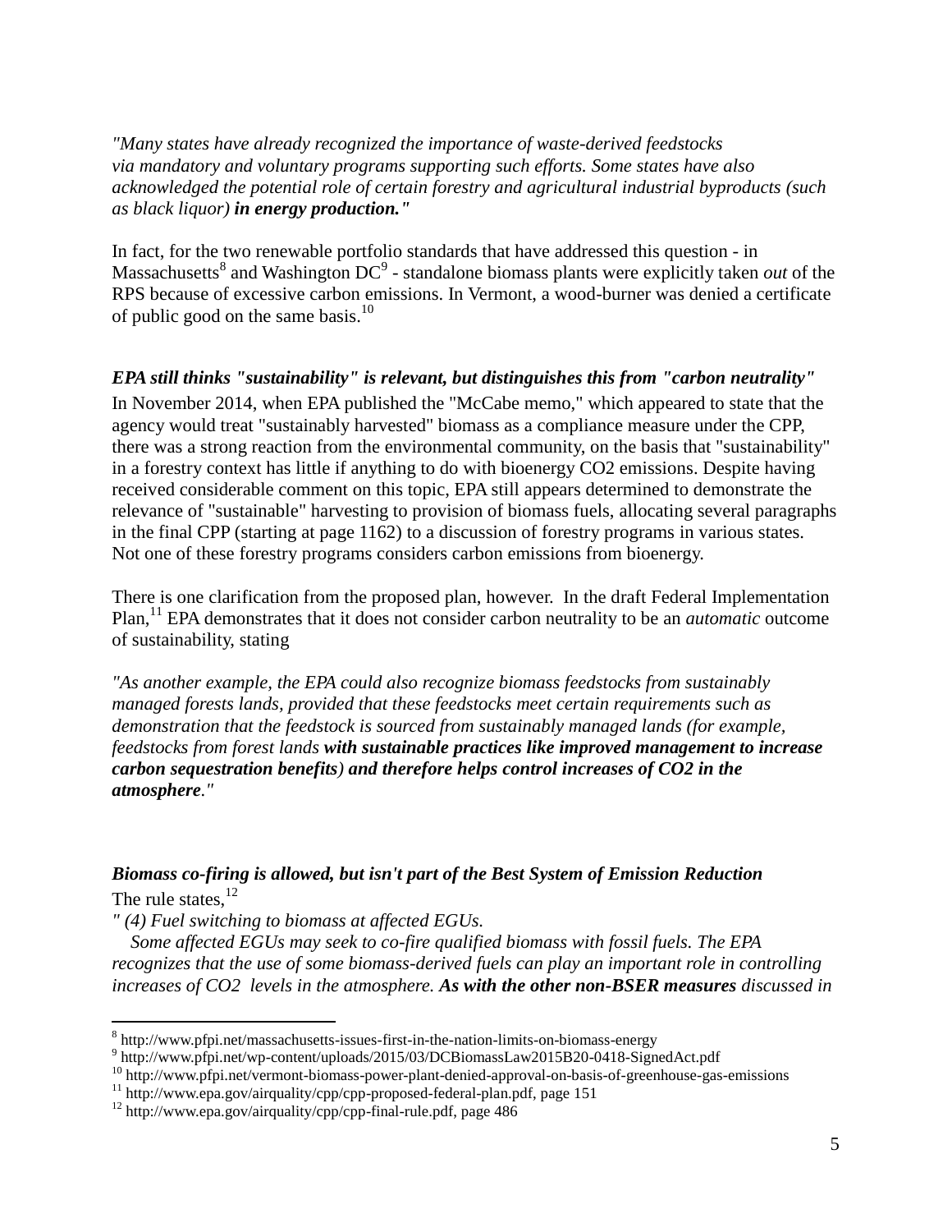*"Many states have already recognized the importance of waste-derived feedstocks via mandatory and voluntary programs supporting such efforts. Some states have also acknowledged the potential role of certain forestry and agricultural industrial byproducts (such as black liquor)* ***in energy production."***

In fact, for the two renewable portfolio standards that have addressed this question - in Massachusetts[8] and Washington DC[9] - standalone biomass plants were explicitly taken *out* of the RPS because of excessive carbon emissions. In Vermont, a wood-burner was denied a certificate of public good on the same basis.[10]

***EPA still thinks "sustainability" is relevant, but distinguishes this from "carbon neutrality"***

In November 2014, when EPA published the "McCabe memo," which appeared to state that the agency would treat "sustainably harvested" biomass as a compliance measure under the CPP, there was a strong reaction from the environmental community, on the basis that "sustainability" in a forestry context has little if anything to do with bioenergy CO2 emissions. Despite having received considerable comment on this topic, EPA still appears determined to demonstrate the relevance of "sustainable" harvesting to provision of biomass fuels, allocating several paragraphs in the final CPP (starting at page 1162) to a discussion of forestry programs in various states. Not one of these forestry programs considers carbon emissions from bioenergy.

There is one clarification from the proposed plan, however. In the draft Federal Implementation Plan,[11] EPA demonstrates that it does not consider carbon neutrality to be an *automatic* outcome of sustainability, stating

*"As another example, the EPA could also recognize biomass feedstocks from sustainably managed forests lands, provided that these feedstocks meet certain requirements such as demonstration that the feedstock is sourced from sustainably managed lands (for example, feedstocks from forest lands* ***with sustainable practices like improved management to increase carbon sequestration benefits****)* ***and therefore helps control increases of CO2 in the atmosphere****."*

***Biomass co-firing is allowed, but isn't part of the Best System of Emission Reduction***

The rule states,[12]

*" (4) Fuel switching to biomass at affected EGUs.*

*Some affected EGUs may seek to co-fire qualified biomass with fossil fuels. The EPA recognizes that the use of some biomass-derived fuels can play an important role in controlling increases of CO2 levels in the atmosphere.* ***As with the other non-BSER measures*** *discussed in*

---

[8] http://www.pfpi.net/massachusetts-issues-first-in-the-nation-limits-on-biomass-energy

[9] http://www.pfpi.net/wp-content/uploads/2015/03/DCBiomassLaw2015B20-0418-SignedAct.pdf

[10] http://www.pfpi.net/vermont-biomass-power-plant-denied-approval-on-basis-of-greenhouse-gas-emissions

[11] http://www.epa.gov/airquality/cpp/cpp-proposed-federal-plan.pdf, page 151

[12] http://www.epa.gov/airquality/cpp/cpp-final-rule.pdf, page 486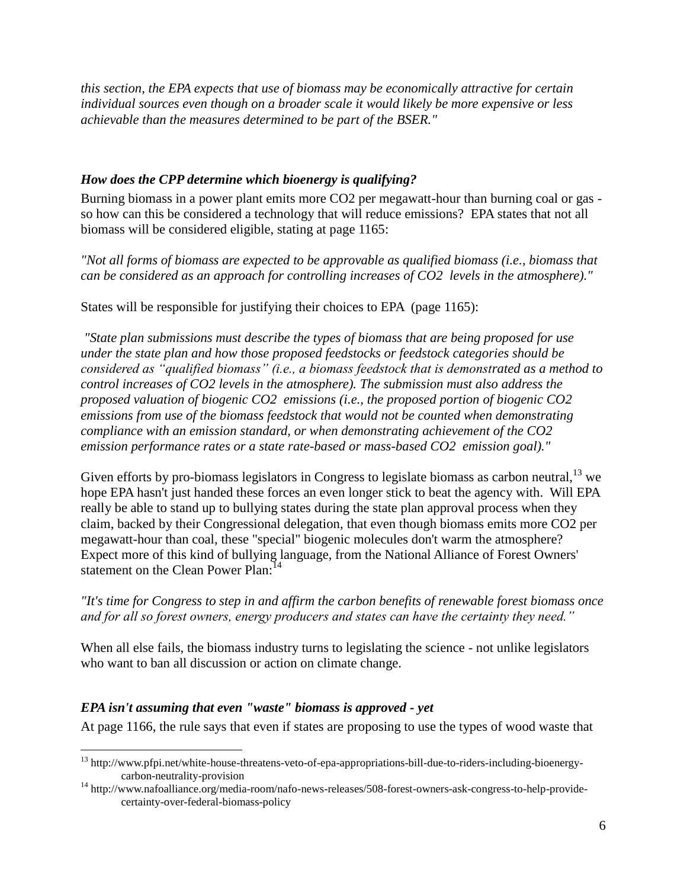*this section, the EPA expects that use of biomass may be economically attractive for certain individual sources even though on a broader scale it would likely be more expensive or less achievable than the measures determined to be part of the BSER."*

### *How does the CPP determine which bioenergy is qualifying?*

Burning biomass in a power plant emits more $CO_2$ per megawatt-hour than burning coal or gas - so how can this be considered a technology that will reduce emissions? EPA states that not all biomass will be considered eligible, stating at page 1165:

*"Not all forms of biomass are expected to be approvable as qualified biomass (i.e., biomass that can be considered as an approach for controlling increases of $CO_2$ levels in the atmosphere)."*

States will be responsible for justifying their choices to EPA (page 1165):

*"State plan submissions must describe the types of biomass that are being proposed for use under the state plan and how those proposed feedstocks or feedstock categories should be considered as "qualified biomass" (i.e., a biomass feedstock that is demonstrated as a method to control increases of $CO_2$ levels in the atmosphere). The submission must also address the proposed valuation of biogenic $CO_2$ emissions (i.e., the proposed portion of biogenic $CO_2$ emissions from use of the biomass feedstock that would not be counted when demonstrating compliance with an emission standard, or when demonstrating achievement of the $CO_2$ emission performance rates or a state rate-based or mass-based $CO_2$ emission goal)."*

Given efforts by pro-biomass legislators in Congress to legislate biomass as carbon neutral,[13] we hope EPA hasn't just handed these forces an even longer stick to beat the agency with. Will EPA really be able to stand up to bullying states during the state plan approval process when they claim, backed by their Congressional delegation, that even though biomass emits more $CO_2$ per megawatt-hour than coal, these "special" biogenic molecules don't warm the atmosphere? Expect more of this kind of bullying language, from the National Alliance of Forest Owners' statement on the Clean Power Plan:[14]

*"It's time for Congress to step in and affirm the carbon benefits of renewable forest biomass once and for all so forest owners, energy producers and states can have the certainty they need."*

When all else fails, the biomass industry turns to legislating the science - not unlike legislators who want to ban all discussion or action on climate change.

### *EPA isn't assuming that even "waste" biomass is approved - yet*

At page 1166, the rule says that even if states are proposing to use the types of wood waste that

---

[13] http://www.pfpi.net/white-house-threatens-veto-of-epa-appropriations-bill-due-to-riders-including-bioenergy-carbon-neutrality-provision

[14] http://www.nafoalliance.org/media-room/nafo-news-releases/508-forest-owners-ask-congress-to-help-provide-certainty-over-federal-biomass-policy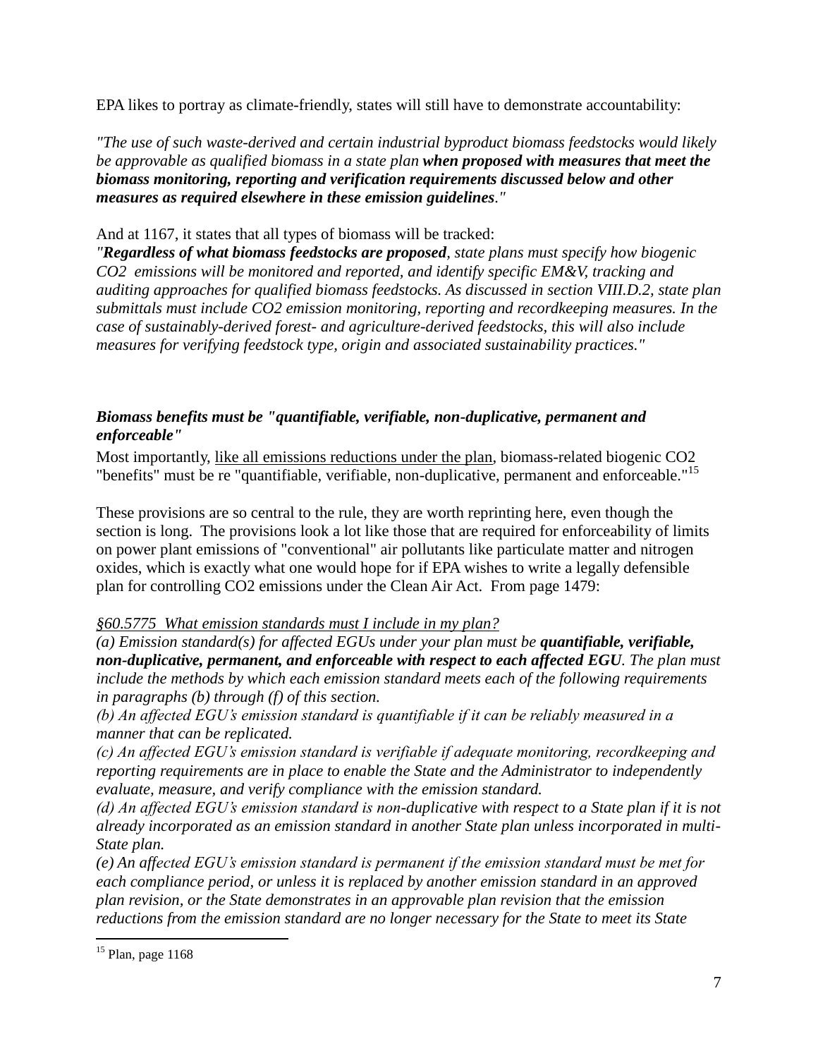EPA likes to portray as climate-friendly, states will still have to demonstrate accountability:

*"The use of such waste-derived and certain industrial byproduct biomass feedstocks would likely be approvable as qualified biomass in a state plan **when proposed with measures that meet the biomass monitoring, reporting and verification requirements discussed below and other measures as required elsewhere in these emission guidelines**."*

And at 1167, it states that all types of biomass will be tracked:
*"**Regardless of what biomass feedstocks are proposed**, state plans must specify how biogenic $CO_2$ emissions will be monitored and reported, and identify specific EM&V, tracking and auditing approaches for qualified biomass feedstocks. As discussed in section VIII.D.2, state plan submittals must include $CO_2$ emission monitoring, reporting and recordkeeping measures. In the case of sustainably-derived forest- and agriculture-derived feedstocks, this will also include measures for verifying feedstock type, origin and associated sustainability practices."*

***Biomass benefits must be "quantifiable, verifiable, non-duplicative, permanent and enforceable"***

Most importantly, like all emissions reductions under the plan, biomass-related biogenic $CO_2$ "benefits" must be re "quantifiable, verifiable, non-duplicative, permanent and enforceable."[15]

These provisions are so central to the rule, they are worth reprinting here, even though the section is long. The provisions look a lot like those that are required for enforceability of limits on power plant emissions of "conventional" air pollutants like particulate matter and nitrogen oxides, which is exactly what one would hope for if EPA wishes to write a legally defensible plan for controlling $CO_2$ emissions under the Clean Air Act. From page 1479:

*§60.5775 What emission standards must I include in my plan?*
*(a) Emission standard(s) for affected EGUs under your plan must be **quantifiable, verifiable, non-duplicative, permanent, and enforceable with respect to each affected EGU**. The plan must include the methods by which each emission standard meets each of the following requirements in paragraphs (b) through (f) of this section.*
*(b) An affected EGU's emission standard is quantifiable if it can be reliably measured in a manner that can be replicated.*
*(c) An affected EGU's emission standard is verifiable if adequate monitoring, recordkeeping and reporting requirements are in place to enable the State and the Administrator to independently evaluate, measure, and verify compliance with the emission standard.*
*(d) An affected EGU's emission standard is non-duplicative with respect to a State plan if it is not already incorporated as an emission standard in another State plan unless incorporated in multi-State plan.*
*(e) An affected EGU's emission standard is permanent if the emission standard must be met for each compliance period, or unless it is replaced by another emission standard in an approved plan revision, or the State demonstrates in an approvable plan revision that the emission reductions from the emission standard are no longer necessary for the State to meet its State*

[15] Plan, page 1168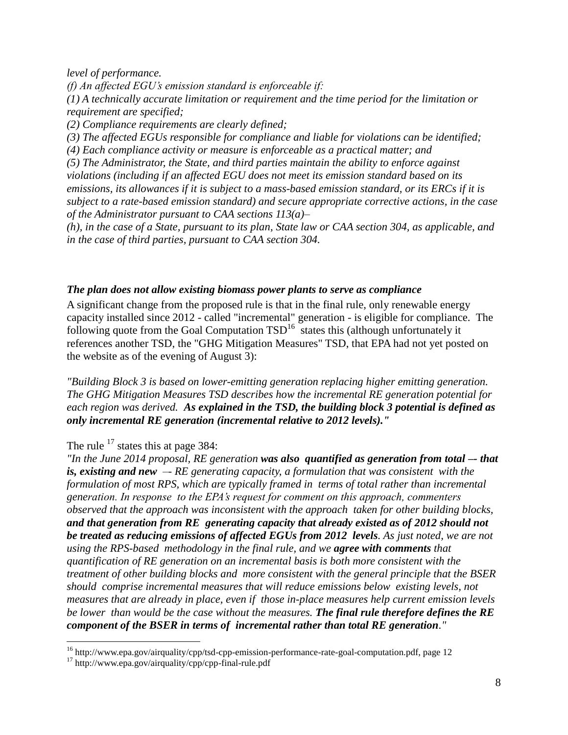*level of performance.*

*(f) An affected EGU's emission standard is enforceable if:*

*(1) A technically accurate limitation or requirement and the time period for the limitation or requirement are specified;*

*(2) Compliance requirements are clearly defined;*

*(3) The affected EGUs responsible for compliance and liable for violations can be identified;*

*(4) Each compliance activity or measure is enforceable as a practical matter; and*

*(5) The Administrator, the State, and third parties maintain the ability to enforce against violations (including if an affected EGU does not meet its emission standard based on its emissions, its allowances if it is subject to a mass-based emission standard, or its ERCs if it is subject to a rate-based emission standard) and secure appropriate corrective actions, in the case of the Administrator pursuant to CAA sections 113(a)–(h), in the case of a State, pursuant to its plan, State law or CAA section 304, as applicable, and in the case of third parties, pursuant to CAA section 304.*

### *The plan does not allow existing biomass power plants to serve as compliance*

A significant change from the proposed rule is that in the final rule, only renewable energy capacity installed since 2012 - called "incremental" generation - is eligible for compliance. The following quote from the Goal Computation TSD[16] states this (although unfortunately it references another TSD, the "GHG Mitigation Measures" TSD, that EPA had not yet posted on the website as of the evening of August 3):

*"Building Block 3 is based on lower-emitting generation replacing higher emitting generation. The GHG Mitigation Measures TSD describes how the incremental RE generation potential for each region was derived.* ***As explained in the TSD, the building block 3 potential is defined as only incremental RE generation (incremental relative to 2012 levels)."***

The rule [17] states this at page 384:

*"In the June 2014 proposal, RE generation* ***was also quantified as generation from total –- that is, existing and new*** *–- RE generating capacity, a formulation that was consistent with the formulation of most RPS, which are typically framed in terms of total rather than incremental generation. In response to the EPA's request for comment on this approach, commenters observed that the approach was inconsistent with the approach taken for other building blocks,* ***and that generation from RE generating capacity that already existed as of 2012 should not be treated as reducing emissions of affected EGUs from 2012 levels****. As just noted, we are not using the RPS-based methodology in the final rule, and we* ***agree with comments*** *that quantification of RE generation on an incremental basis is both more consistent with the treatment of other building blocks and more consistent with the general principle that the BSER should comprise incremental measures that will reduce emissions below existing levels, not measures that are already in place, even if those in-place measures help current emission levels be lower than would be the case without the measures.* ***The final rule therefore defines the RE component of the BSER in terms of incremental rather than total RE generation****."*

[16] http://www.epa.gov/airquality/cpp/tsd-cpp-emission-performance-rate-goal-computation.pdf, page 12

[17] http://www.epa.gov/airquality/cpp/cpp-final-rule.pdf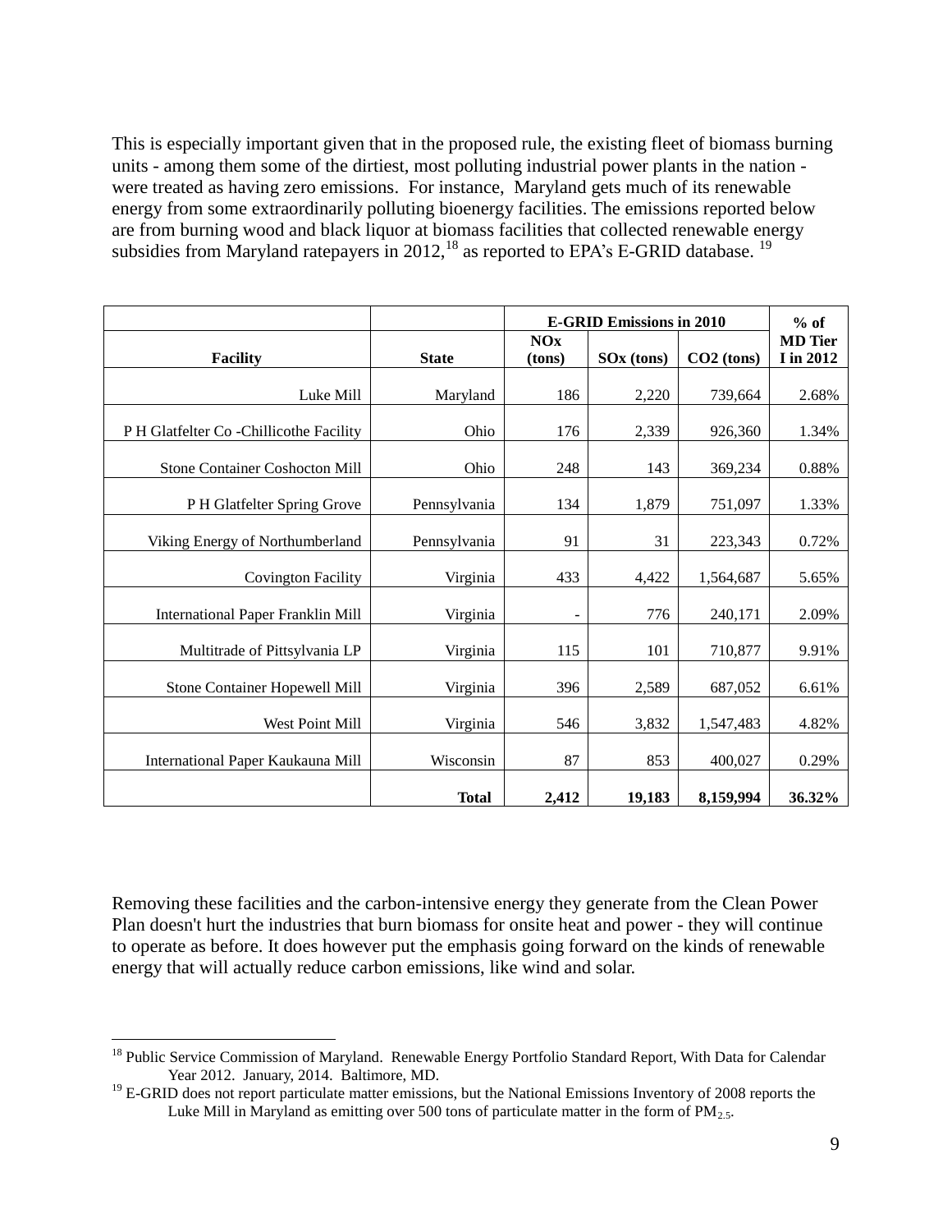This is especially important given that in the proposed rule, the existing fleet of biomass burning units - among them some of the dirtiest, most polluting industrial power plants in the nation - were treated as having zero emissions. For instance, Maryland gets much of its renewable energy from some extraordinarily polluting bioenergy facilities. The emissions reported below are from burning wood and black liquor at biomass facilities that collected renewable energy subsidies from Maryland ratepayers in 2012,[18] as reported to EPA's E-GRID database. [19]

| | | E-GRID Emissions in 2010 | | | % of |
|---|---|---|---|---|---|
| **Facility** | **State** | **NOx (tons)** | **SOx (tons)** | **CO2 (tons)** | **MD Tier I in 2012** |
| Luke Mill | Maryland | 186 | 2,220 | 739,664 | 2.68% |
| P H Glatfelter Co -Chillicothe Facility | Ohio | 176 | 2,339 | 926,360 | 1.34% |
| Stone Container Coshocton Mill | Ohio | 248 | 143 | 369,234 | 0.88% |
| P H Glatfelter Spring Grove | Pennsylvania | 134 | 1,879 | 751,097 | 1.33% |
| Viking Energy of Northumberland | Pennsylvania | 91 | 31 | 223,343 | 0.72% |
| Covington Facility | Virginia | 433 | 4,422 | 1,564,687 | 5.65% |
| International Paper Franklin Mill | Virginia | - | 776 | 240,171 | 2.09% |
| Multitrade of Pittsylvania LP | Virginia | 115 | 101 | 710,877 | 9.91% |
| Stone Container Hopewell Mill | Virginia | 396 | 2,589 | 687,052 | 6.61% |
| West Point Mill | Virginia | 546 | 3,832 | 1,547,483 | 4.82% |
| International Paper Kaukauna Mill | Wisconsin | 87 | 853 | 400,027 | 0.29% |
| | **Total** | **2,412** | **19,183** | **8,159,994** | **36.32%** |

Removing these facilities and the carbon-intensive energy they generate from the Clean Power Plan doesn't hurt the industries that burn biomass for onsite heat and power - they will continue to operate as before. It does however put the emphasis going forward on the kinds of renewable energy that will actually reduce carbon emissions, like wind and solar.

[18] Public Service Commission of Maryland. Renewable Energy Portfolio Standard Report, With Data for Calendar Year 2012. January, 2014. Baltimore, MD.

[19] E-GRID does not report particulate matter emissions, but the National Emissions Inventory of 2008 reports the Luke Mill in Maryland as emitting over 500 tons of particulate matter in the form of $PM_{2.5}$.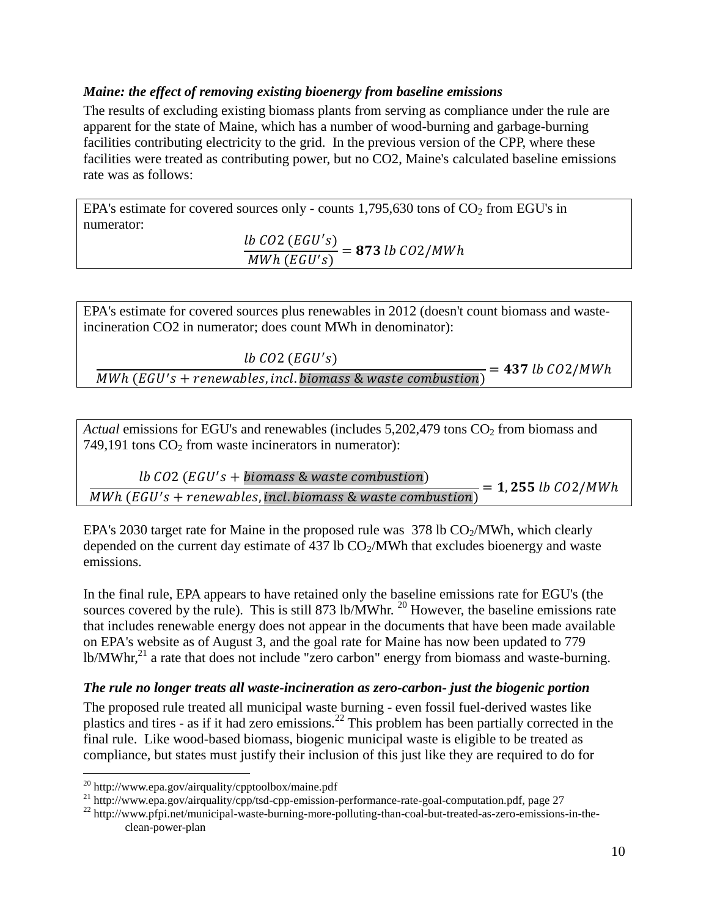### *Maine: the effect of removing existing bioenergy from baseline emissions*

The results of excluding existing biomass plants from serving as compliance under the rule are apparent for the state of Maine, which has a number of wood-burning and garbage-burning facilities contributing electricity to the grid. In the previous version of the CPP, where these facilities were treated as contributing power, but no CO2, Maine's calculated baseline emissions rate was as follows:

> EPA's estimate for covered sources only - counts 1,795,630 tons of $CO_2$ from EGU's in numerator:
>
> $$\frac{lb\ CO2\ (EGU's)}{MWh\ (EGU's)} = \mathbf{873}\ lb\ CO2/MWh$$

> EPA's estimate for covered sources plus renewables in 2012 (doesn't count biomass and waste-incineration CO2 in numerator; does count MWh in denominator):
>
> $$\frac{lb\ CO2\ (EGU's)}{MWh\ (EGU's + renewables, incl. biomass\ \&\ waste\ combustion)} = \mathbf{437}\ lb\ CO2/MWh$$

> *Actual* emissions for EGU's and renewables (includes 5,202,479 tons $CO_2$ from biomass and 749,191 tons $CO_2$ from waste incinerators in numerator):
>
> $$\frac{lb\ CO2\ (EGU's + biomass\ \&\ waste\ combustion)}{MWh\ (EGU's + renewables, incl. biomass\ \&\ waste\ combustion)} = \mathbf{1,255}\ lb\ CO2/MWh$$

EPA's 2030 target rate for Maine in the proposed rule was 378 lb $CO_2$/MWh, which clearly depended on the current day estimate of 437 lb $CO_2$/MWh that excludes bioenergy and waste emissions.

In the final rule, EPA appears to have retained only the baseline emissions rate for EGU's (the sources covered by the rule). This is still 873 lb/MWhr. [20] However, the baseline emissions rate that includes renewable energy does not appear in the documents that have been made available on EPA's website as of August 3, and the goal rate for Maine has now been updated to 779 lb/MWhr,[21] a rate that does not include "zero carbon" energy from biomass and waste-burning.

### *The rule no longer treats all waste-incineration as zero-carbon- just the biogenic portion*

The proposed rule treated all municipal waste burning - even fossil fuel-derived wastes like plastics and tires - as if it had zero emissions.[22] This problem has been partially corrected in the final rule. Like wood-based biomass, biogenic municipal waste is eligible to be treated as compliance, but states must justify their inclusion of this just like they are required to do for

---

[20] http://www.epa.gov/airquality/cpptoolbox/maine.pdf

[21] http://www.epa.gov/airquality/cpp/tsd-cpp-emission-performance-rate-goal-computation.pdf, page 27

[22] http://www.pfpi.net/municipal-waste-burning-more-polluting-than-coal-but-treated-as-zero-emissions-in-the-clean-power-plan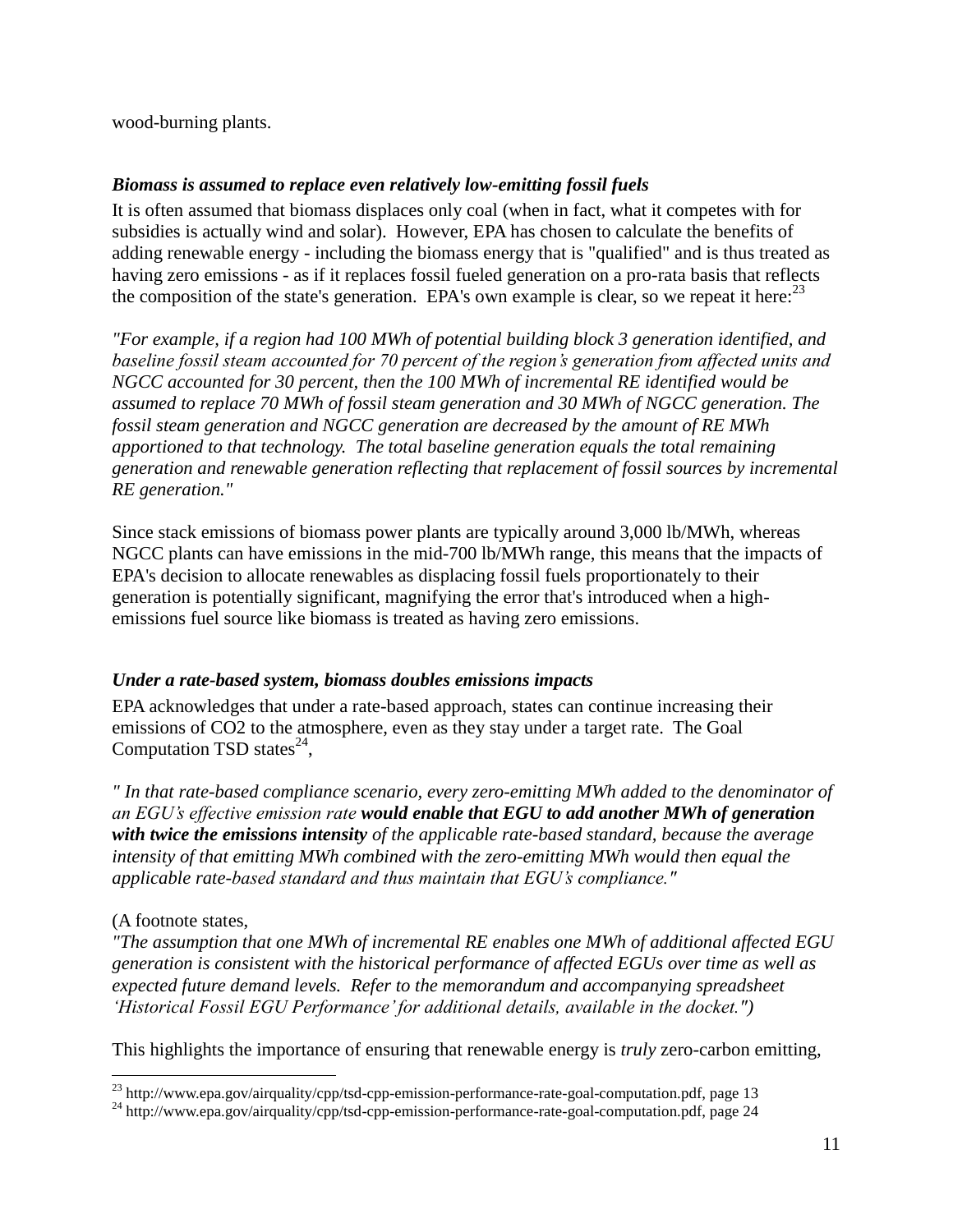wood-burning plants.

### ***Biomass is assumed to replace even relatively low-emitting fossil fuels***

It is often assumed that biomass displaces only coal (when in fact, what it competes with for subsidies is actually wind and solar). However, EPA has chosen to calculate the benefits of adding renewable energy - including the biomass energy that is "qualified" and is thus treated as having zero emissions - as if it replaces fossil fueled generation on a pro-rata basis that reflects the composition of the state's generation. EPA's own example is clear, so we repeat it here:[23]

*"For example, if a region had 100 MWh of potential building block 3 generation identified, and baseline fossil steam accounted for 70 percent of the region's generation from affected units and NGCC accounted for 30 percent, then the 100 MWh of incremental RE identified would be assumed to replace 70 MWh of fossil steam generation and 30 MWh of NGCC generation. The fossil steam generation and NGCC generation are decreased by the amount of RE MWh apportioned to that technology. The total baseline generation equals the total remaining generation and renewable generation reflecting that replacement of fossil sources by incremental RE generation."*

Since stack emissions of biomass power plants are typically around 3,000 lb/MWh, whereas NGCC plants can have emissions in the mid-700 lb/MWh range, this means that the impacts of EPA's decision to allocate renewables as displacing fossil fuels proportionately to their generation is potentially significant, magnifying the error that's introduced when a high-emissions fuel source like biomass is treated as having zero emissions.

### ***Under a rate-based system, biomass doubles emissions impacts***

EPA acknowledges that under a rate-based approach, states can continue increasing their emissions of $CO_2$ to the atmosphere, even as they stay under a target rate. The Goal Computation TSD states[24],

*" In that rate-based compliance scenario, every zero-emitting MWh added to the denominator of an EGU's effective emission rate **would enable that EGU to add another MWh of generation with twice the emissions intensity** of the applicable rate-based standard, because the average intensity of that emitting MWh combined with the zero-emitting MWh would then equal the applicable rate-based standard and thus maintain that EGU's compliance."*

(A footnote states,
*"The assumption that one MWh of incremental RE enables one MWh of additional affected EGU generation is consistent with the historical performance of affected EGUs over time as well as expected future demand levels. Refer to the memorandum and accompanying spreadsheet 'Historical Fossil EGU Performance' for additional details, available in the docket.")*

This highlights the importance of ensuring that renewable energy is *truly* zero-carbon emitting,

---

[23] http://www.epa.gov/airquality/cpp/tsd-cpp-emission-performance-rate-goal-computation.pdf, page 13

[24] http://www.epa.gov/airquality/cpp/tsd-cpp-emission-performance-rate-goal-computation.pdf, page 24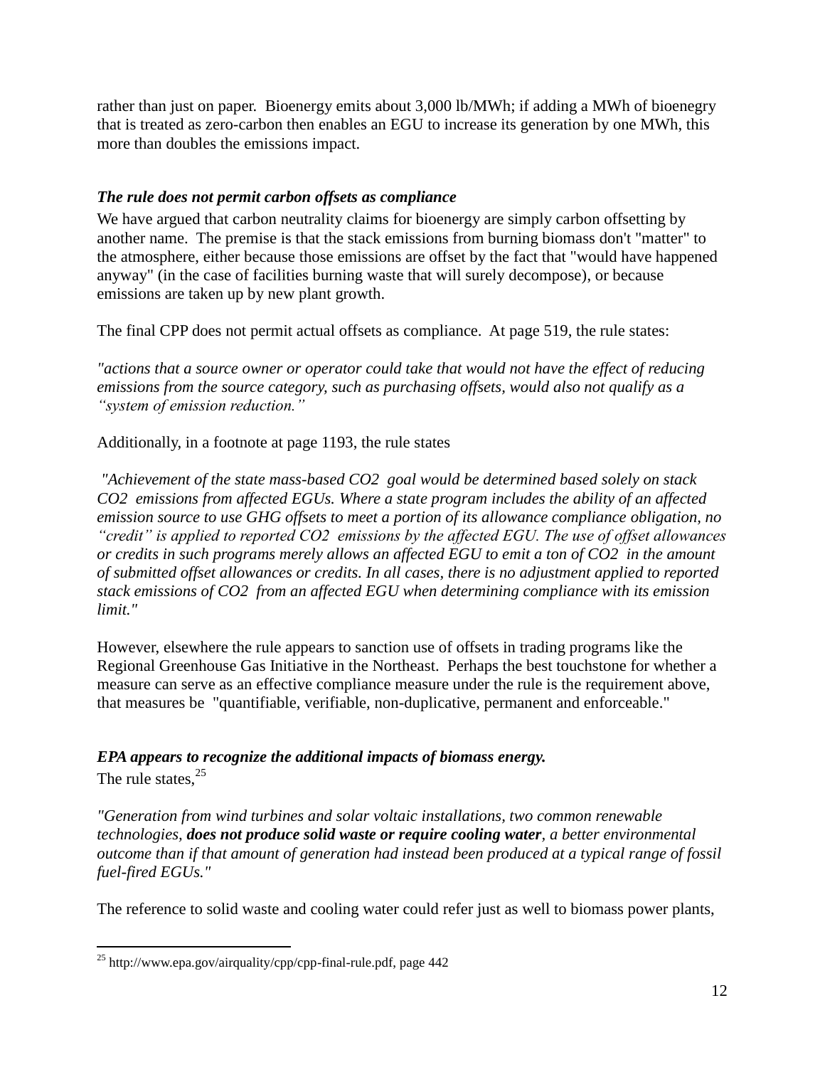rather than just on paper. Bioenergy emits about 3,000 lb/MWh; if adding a MWh of bioenegry that is treated as zero-carbon then enables an EGU to increase its generation by one MWh, this more than doubles the emissions impact.

### *The rule does not permit carbon offsets as compliance*

We have argued that carbon neutrality claims for bioenergy are simply carbon offsetting by another name. The premise is that the stack emissions from burning biomass don't "matter" to the atmosphere, either because those emissions are offset by the fact that "would have happened anyway" (in the case of facilities burning waste that will surely decompose), or because emissions are taken up by new plant growth.

The final CPP does not permit actual offsets as compliance. At page 519, the rule states:

*"actions that a source owner or operator could take that would not have the effect of reducing emissions from the source category, such as purchasing offsets, would also not qualify as a "system of emission reduction."*

Additionally, in a footnote at page 1193, the rule states

*"Achievement of the state mass-based $CO_2$ goal would be determined based solely on stack $CO_2$ emissions from affected EGUs. Where a state program includes the ability of an affected emission source to use GHG offsets to meet a portion of its allowance compliance obligation, no "credit" is applied to reported $CO_2$ emissions by the affected EGU. The use of offset allowances or credits in such programs merely allows an affected EGU to emit a ton of $CO_2$ in the amount of submitted offset allowances or credits. In all cases, there is no adjustment applied to reported stack emissions of $CO_2$ from an affected EGU when determining compliance with its emission limit."*

However, elsewhere the rule appears to sanction use of offsets in trading programs like the Regional Greenhouse Gas Initiative in the Northeast. Perhaps the best touchstone for whether a measure can serve as an effective compliance measure under the rule is the requirement above, that measures be "quantifiable, verifiable, non-duplicative, permanent and enforceable."

### *EPA appears to recognize the additional impacts of biomass energy.*

The rule states,[25]

*"Generation from wind turbines and solar voltaic installations, two common renewable technologies, **does not produce solid waste or require cooling water**, a better environmental outcome than if that amount of generation had instead been produced at a typical range of fossil fuel-fired EGUs."*

The reference to solid waste and cooling water could refer just as well to biomass power plants,

---

[25] http://www.epa.gov/airquality/cpp/cpp-final-rule.pdf, page 442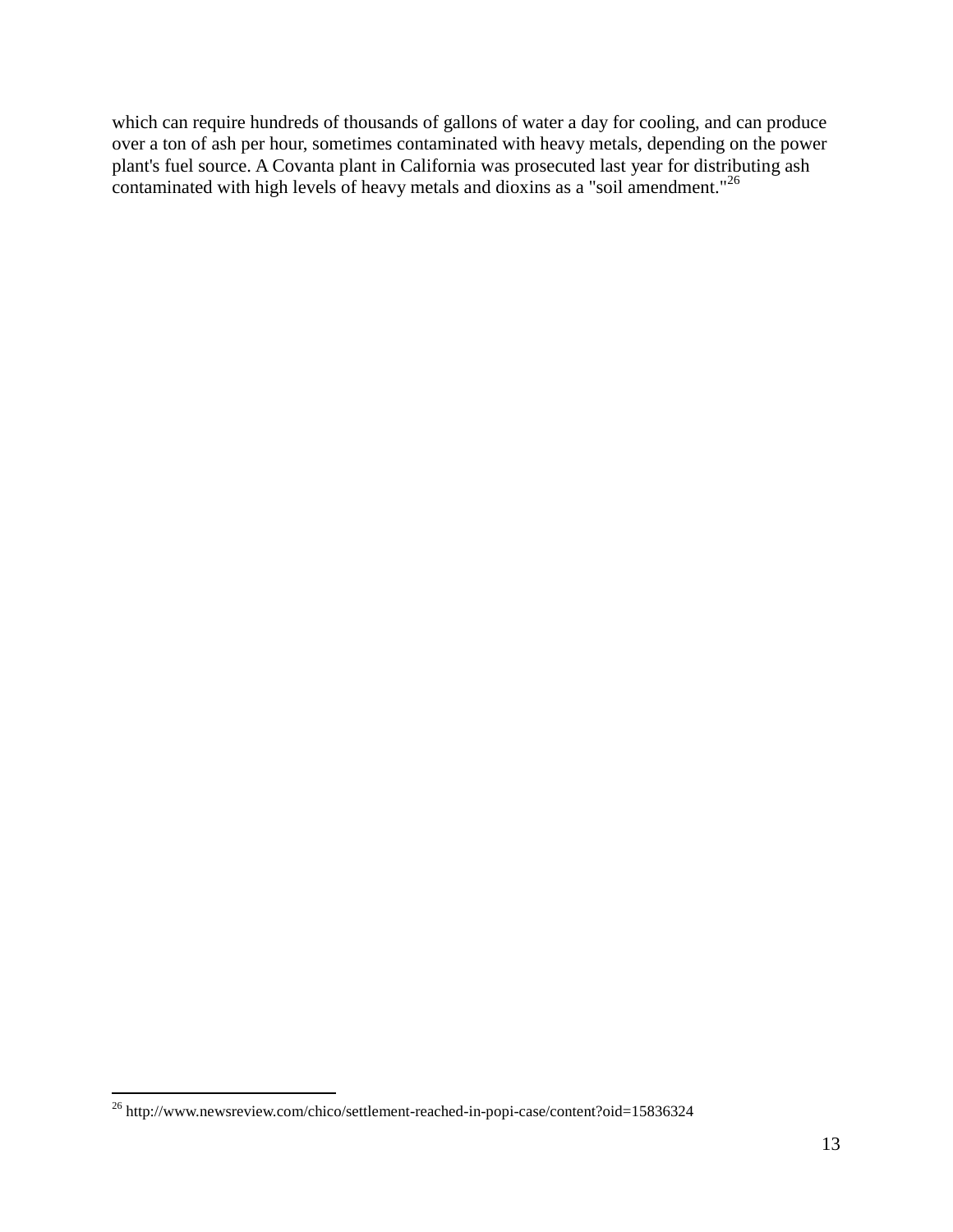which can require hundreds of thousands of gallons of water a day for cooling, and can produce over a ton of ash per hour, sometimes contaminated with heavy metals, depending on the power plant's fuel source. A Covanta plant in California was prosecuted last year for distributing ash contaminated with high levels of heavy metals and dioxins as a "soil amendment."[26]

---

[26] http://www.newsreview.com/chico/settlement-reached-in-popi-case/content?oid=15836324